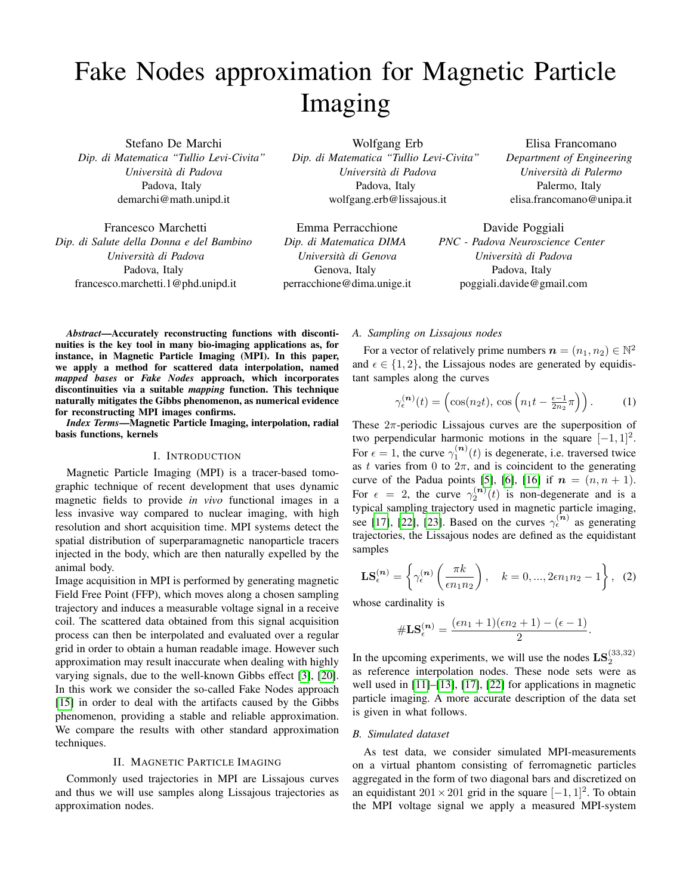# Fake Nodes approximation for Magnetic Particle Imaging

Stefano De Marchi
*Dip. di Matematica "Tullio Levi-Civita"*
*Università di Padova*
Padova, Italy
demarchi@math.unipd.it

Wolfgang Erb
*Dip. di Matematica "Tullio Levi-Civita"*
*Università di Padova*
Padova, Italy
wolfgang.erb@lissajous.it

Elisa Francomano
*Department of Engineering*
*Università di Palermo*
Palermo, Italy
elisa.francomano@unipa.it

Francesco Marchetti
*Dip. di Salute della Donna e del Bambino*
*Università di Padova*
Padova, Italy
francesco.marchetti.1@phd.unipd.it

Emma Perracchione
*Dip. di Matematica DIMA*
*Università di Genova*
Genova, Italy
perracchione@dima.unige.it

Davide Poggiali
*PNC - Padova Neuroscience Center*
*Università di Padova*
Padova, Italy
poggiali.davide@gmail.com

***Abstract*—Accurately reconstructing functions with discontinuities is the key tool in many bio-imaging applications as, for instance, in Magnetic Particle Imaging (MPI). In this paper, we apply a method for scattered data interpolation, named *mapped bases* or *Fake Nodes* approach, which incorporates discontinuities via a suitable *mapping* function. This technique naturally mitigates the Gibbs phenomenon, as numerical evidence for reconstructing MPI images confirms.**

***Index Terms*—Magnetic Particle Imaging, interpolation, radial basis functions, kernels**

## I. Introduction

Magnetic Particle Imaging (MPI) is a tracer-based tomographic technique of recent development that uses dynamic magnetic fields to provide *in vivo* functional images in a less invasive way compared to nuclear imaging, with high resolution and short acquisition time. MPI systems detect the spatial distribution of superparamagnetic nanoparticle tracers injected in the body, which are then naturally expelled by the animal body.

Image acquisition in MPI is performed by generating magnetic Field Free Point (FFP), which moves along a chosen sampling trajectory and induces a measurable voltage signal in a receive coil. The scattered data obtained from this signal acquisition process can then be interpolated and evaluated over a regular grid in order to obtain a human readable image. However such approximation may result inaccurate when dealing with highly varying signals, due to the well-known Gibbs effect [3], [20]. In this work we consider the so-called Fake Nodes approach [15] in order to deal with the artifacts caused by the Gibbs phenomenon, providing a stable and reliable approximation. We compare the results with other standard approximation techniques.

## II. Magnetic Particle Imaging

Commonly used trajectories in MPI are Lissajous curves and thus we will use samples along Lissajous trajectories as approximation nodes.

### A. Sampling on Lissajous nodes

For a vector of relatively prime numbers $\boldsymbol{n} = (n_1, n_2) \in \mathbb{N}^2$ and $\epsilon \in \{1, 2\}$, the Lissajous nodes are generated by equidistant samples along the curves

$$\gamma_\epsilon^{(\boldsymbol{n})}(t) = \left(\cos(n_2 t),\, \cos\left(n_1 t - \tfrac{\epsilon-1}{2n_2}\pi\right)\right). \tag{1}$$

These $2\pi$-periodic Lissajous curves are the superposition of two perpendicular harmonic motions in the square $[-1,1]^2$. For $\epsilon = 1$, the curve $\gamma_1^{(\boldsymbol{n})}(t)$ is degenerate, i.e. traversed twice as $t$ varies from 0 to $2\pi$, and is coincident to the generating curve of the Padua points [5], [6], [16] if $\boldsymbol{n} = (n, n+1)$. For $\epsilon = 2$, the curve $\gamma_2^{(\boldsymbol{n})}(t)$ is non-degenerate and is a typical sampling trajectory used in magnetic particle imaging, see [17], [22], [23]. Based on the curves $\gamma_\epsilon^{(\boldsymbol{n})}$ as generating trajectories, the Lissajous nodes are defined as the equidistant samples

$$\mathbf{LS}_\epsilon^{(\boldsymbol{n})} = \left\{ \gamma_\epsilon^{(\boldsymbol{n})}\left(\frac{\pi k}{\epsilon n_1 n_2}\right), \quad k = 0, ..., 2\epsilon n_1 n_2 - 1 \right\}, \tag{2}$$

whose cardinality is

$$\#\mathbf{LS}_\epsilon^{(\boldsymbol{n})} = \frac{(\epsilon n_1 + 1)(\epsilon n_2 + 1) - (\epsilon - 1)}{2}.$$

In the upcoming experiments, we will use the nodes $\mathbf{LS}_2^{(33,32)}$ as reference interpolation nodes. These node sets were as well used in [11]–[13], [17], [22] for applications in magnetic particle imaging. A more accurate description of the data set is given in what follows.

### B. Simulated dataset

As test data, we consider simulated MPI-measurements on a virtual phantom consisting of ferromagnetic particles aggregated in the form of two diagonal bars and discretized on an equidistant $201 \times 201$ grid in the square $[-1,1]^2$. To obtain the MPI voltage signal we apply a measured MPI-system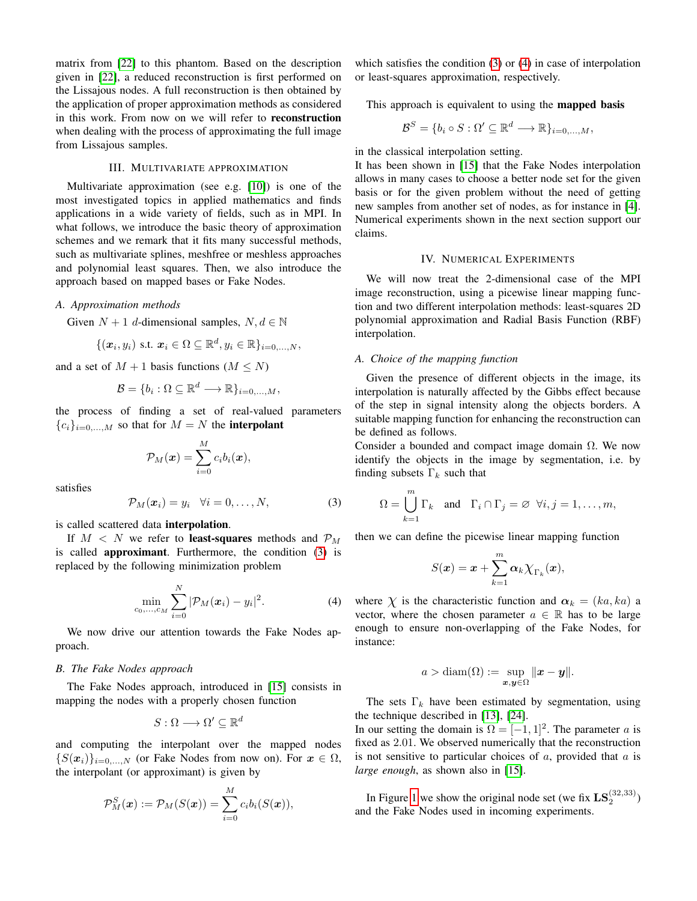matrix from [22] to this phantom. Based on the description given in [22], a reduced reconstruction is first performed on the Lissajous nodes. A full reconstruction is then obtained by the application of proper approximation methods as considered in this work. From now on we will refer to **reconstruction** when dealing with the process of approximating the full image from Lissajous samples.

## III. Multivariate approximation

Multivariate approximation (see e.g. [10]) is one of the most investigated topics in applied mathematics and finds applications in a wide variety of fields, such as in MPI. In what follows, we introduce the basic theory of approximation schemes and we remark that it fits many successful methods, such as multivariate splines, meshfree or meshless approaches and polynomial least squares. Then, we also introduce the approach based on mapped bases or Fake Nodes.

### A. Approximation methods

Given $N+1$ $d$-dimensional samples, $N, d \in \mathbb{N}$

$$\{(\boldsymbol{x}_i, y_i) \text{ s.t. } \boldsymbol{x}_i \in \Omega \subseteq \mathbb{R}^d, y_i \in \mathbb{R}\}_{i=0,\dots,N},$$

and a set of $M+1$ basis functions ($M \leq N$)

$$\mathcal{B} = \{b_i : \Omega \subseteq \mathbb{R}^d \longrightarrow \mathbb{R}\}_{i=0,\dots,M},$$

the process of finding a set of real-valued parameters $\{c_i\}_{i=0,\dots,M}$ so that for $M = N$ the **interpolant**

$$\mathcal{P}_M(\boldsymbol{x}) = \sum_{i=0}^{M} c_i b_i(\boldsymbol{x}),$$

satisfies

$$\mathcal{P}_M(\boldsymbol{x}_i) = y_i \quad \forall i = 0, \dots, N, \tag{3}$$

is called scattered data **interpolation**.

If $M < N$ we refer to **least-squares** methods and $\mathcal{P}_M$ is called **approximant**. Furthermore, the condition (3) is replaced by the following minimization problem

$$\min_{c_0,\dots,c_M} \sum_{i=0}^{N} |\mathcal{P}_M(\boldsymbol{x}_i) - y_i|^2. \tag{4}$$

We now drive our attention towards the Fake Nodes approach.

### B. The Fake Nodes approach

The Fake Nodes approach, introduced in [15] consists in mapping the nodes with a properly chosen function

$$S : \Omega \longrightarrow \Omega' \subseteq \mathbb{R}^d$$

and computing the interpolant over the mapped nodes $\{S(\boldsymbol{x}_i)\}_{i=0,\dots,N}$ (or Fake Nodes from now on). For $\boldsymbol{x} \in \Omega$, the interpolant (or approximant) is given by

$$\mathcal{P}_M^S(\boldsymbol{x}) := \mathcal{P}_M(S(\boldsymbol{x})) = \sum_{i=0}^{M} c_i b_i(S(\boldsymbol{x})),$$

which satisfies the condition (3) or (4) in case of interpolation or least-squares approximation, respectively.

This approach is equivalent to using the **mapped basis**

$$\mathcal{B}^S = \{b_i \circ S : \Omega' \subseteq \mathbb{R}^d \longrightarrow \mathbb{R}\}_{i=0,\dots,M},$$

in the classical interpolation setting.

It has been shown in [15] that the Fake Nodes interpolation allows in many cases to choose a better node set for the given basis or for the given problem without the need of getting new samples from another set of nodes, as for instance in [4]. Numerical experiments shown in the next section support our claims.

## IV. Numerical Experiments

We will now treat the 2-dimensional case of the MPI image reconstruction, using a picewise linear mapping function and two different interpolation methods: least-squares 2D polynomial approximation and Radial Basis Function (RBF) interpolation.

### A. Choice of the mapping function

Given the presence of different objects in the image, its interpolation is naturally affected by the Gibbs effect because of the step in signal intensity along the objects borders. A suitable mapping function for enhancing the reconstruction can be defined as follows.

Consider a bounded and compact image domain $\Omega$. We now identify the objects in the image by segmentation, i.e. by finding subsets $\Gamma_k$ such that

$$\Omega = \bigcup_{k=1}^{m} \Gamma_k \quad \text{and} \quad \Gamma_i \cap \Gamma_j = \varnothing \;\; \forall i, j = 1, \dots, m,$$

then we can define the picewise linear mapping function

$$S(\boldsymbol{x}) = \boldsymbol{x} + \sum_{k=1}^{m} \boldsymbol{\alpha}_k \chi_{\Gamma_k}(\boldsymbol{x}),$$

where $\chi$ is the characteristic function and $\boldsymbol{\alpha}_k = (ka, ka)$ a vector, where the chosen parameter $a \in \mathbb{R}$ has to be large enough to ensure non-overlapping of the Fake Nodes, for instance:

$$a > \operatorname{diam}(\Omega) := \sup_{\boldsymbol{x},\boldsymbol{y} \in \Omega} \|\boldsymbol{x} - \boldsymbol{y}\|.$$

The sets $\Gamma_k$ have been estimated by segmentation, using the technique described in [13], [24].

In our setting the domain is $\Omega = [-1, 1]^2$. The parameter $a$ is fixed as 2.01. We observed numerically that the reconstruction is not sensitive to particular choices of $a$, provided that $a$ is *large enough*, as shown also in [15].

In Figure 1 we show the original node set (we fix $\mathbf{LS}_2^{(32,33)}$) and the Fake Nodes used in incoming experiments.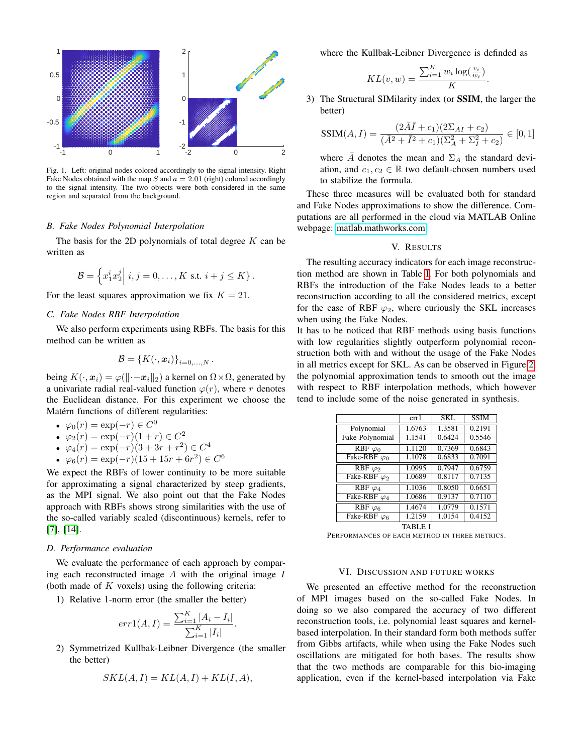Fig. 1. Left: original nodes colored accordingly to the signal intensity. Right Fake Nodes obtained with the map $S$ and $a = 2.01$ (right) colored accordingly to the signal intensity. The two objects were both considered in the same region and separated from the background.

### B. Fake Nodes Polynomial Interpolation

The basis for the 2D polynomials of total degree $K$ can be written as

$$\mathcal{B} = \left\{ x_1^i x_2^j \middle| \, i,j = 0, \ldots, K \text{ s.t. } i+j \leq K \right\}.$$

For the least squares approximation we fix $K = 21$.

### C. Fake Nodes RBF Interpolation

We also perform experiments using RBFs. The basis for this method can be written as

$$\mathcal{B} = \{K(\cdot, \boldsymbol{x}_i)\}_{i=0,\ldots,N}.$$

being $K(\cdot, \boldsymbol{x}_i) = \varphi(\|\cdot - \boldsymbol{x}_i\|_2)$ a kernel on $\Omega \times \Omega$, generated by a univariate radial real-valued function $\varphi(r)$, where $r$ denotes the Euclidean distance. For this experiment we choose the Matérn functions of different regularities:

- $\varphi_0(r) = \exp(-r) \in C^0$
- $\varphi_2(r) = \exp(-r)(1+r) \in C^2$
- $\varphi_4(r) = \exp(-r)(3+3r+r^2) \in C^4$
- $\varphi_6(r) = \exp(-r)(15+15r+6r^2) \in C^6$

We expect the RBFs of lower continuity to be more suitable for approximating a signal characterized by steep gradients, as the MPI signal. We also point out that the Fake Nodes approach with RBFs shows strong similarities with the use of the so-called variably scaled (discontinuous) kernels, refer to [7], [14].

### D. Performance evaluation

We evaluate the performance of each approach by comparing each reconstructed image $A$ with the original image $I$ (both made of $K$ voxels) using the following criteria:

1) Relative 1-norm error (the smaller the better)

$$err1(A, I) = \frac{\sum_{i=1}^{K} |A_i - I_i|}{\sum_{i=1}^{K} |I_i|}.$$

2) Symmetrized Kullbak-Leibner Divergence (the smaller the better)

$$SKL(A, I) = KL(A, I) + KL(I, A),$$

where the Kullbak-Leibner Divergence is definded as

$$KL(v, w) = \frac{\sum_{i=1}^{K} w_i \log(\frac{v_i}{w_i})}{K}.$$

3) The Structural SIMilarity index (or **SSIM**, the larger the better)

$$\text{SSIM}(A, I) = \frac{(2\bar{A}\bar{I} + c_1)(2\Sigma_{AI} + c_2)}{(\bar{A}^2 + \bar{I}^2 + c_1)(\Sigma_A^2 + \Sigma_I^2 + c_2)} \in [0, 1]$$

where $\bar{A}$ denotes the mean and $\Sigma_A$ the standard deviation, and $c_1, c_2 \in \mathbb{R}$ two default-chosen numbers used to stabilize the formula.

These three measures will be evaluated both for standard and Fake Nodes approximations to show the difference. Computations are all performed in the cloud via MATLAB Online webpage: matlab.mathworks.com

## V. Results

The resulting accuracy indicators for each image reconstruction method are shown in Table I. For both polynomials and RBFs the introduction of the Fake Nodes leads to a better reconstruction according to all the considered metrics, except for the case of RBF $\varphi_2$, where curiously the SKL increases when using the Fake Nodes.

It has to be noticed that RBF methods using basis functions with low regularities slightly outperform polynomial reconstruction both with and without the usage of the Fake Nodes in all metrics except for SKL. As can be observed in Figure 2, the polynomial approximation tends to smooth out the image with respect to RBF interpolation methods, which however tend to include some of the noise generated in synthesis.

| | err1 | SKL | SSIM |
|---|---|---|---|
| Polynomial | 1.6763 | 1.3581 | 0.2191 |
| Fake-Polynomial | 1.1541 | 0.6424 | 0.5546 |
| RBF $\varphi_0$ | 1.1120 | 0.7369 | 0.6843 |
| Fake-RBF $\varphi_0$ | 1.1078 | 0.6833 | 0.7091 |
| RBF $\varphi_2$ | 1.0995 | 0.7947 | 0.6759 |
| Fake-RBF $\varphi_2$ | 1.0689 | 0.8117 | 0.7135 |
| RBF $\varphi_4$ | 1.1036 | 0.8050 | 0.6651 |
| Fake-RBF $\varphi_4$ | 1.0686 | 0.9137 | 0.7110 |
| RBF $\varphi_6$ | 1.4674 | 1.0779 | 0.1571 |
| Fake-RBF $\varphi_6$ | 1.2159 | 1.0154 | 0.4152 |

TABLE I
PERFORMANCES OF EACH METHOD IN THREE METRICS.

## VI. Discussion and Future Works

We presented an effective method for the reconstruction of MPI images based on the so-called Fake Nodes. In doing so we also compared the accuracy of two different reconstruction tools, i.e. polynomial least squares and kernel-based interpolation. In their standard form both methods suffer from Gibbs artifacts, while when using the Fake Nodes such oscillations are mitigated for both bases. The results show that the two methods are comparable for this bio-imaging application, even if the kernel-based interpolation via Fake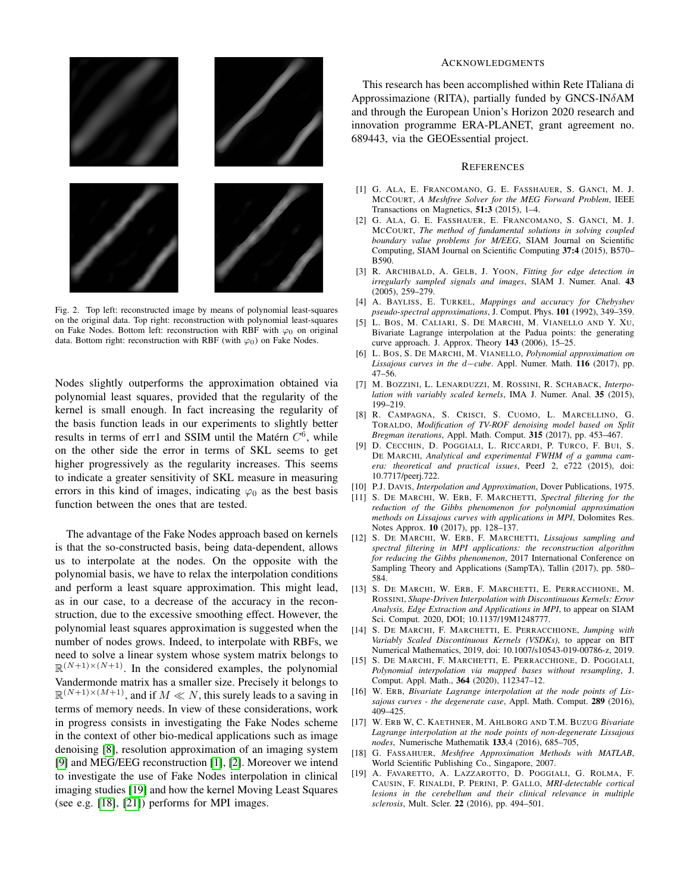Fig. 2. Top left: reconstructed image by means of polynomial least-squares on the original data. Top right: reconstruction with polynomial least-squares on Fake Nodes. Bottom left: reconstruction with RBF with $\varphi_0$ on original data. Bottom right: reconstruction with RBF (with $\varphi_0$) on Fake Nodes.

Nodes slightly outperforms the approximation obtained via polynomial least squares, provided that the regularity of the kernel is small enough. In fact increasing the regularity of the basis function leads in our experiments to slightly better results in terms of err1 and SSIM until the Matérn $C^6$, while on the other side the error in terms of SKL seems to get higher progressively as the regularity increases. This seems to indicate a greater sensitivity of SKL measure in measuring errors in this kind of images, indicating $\varphi_0$ as the best basis function between the ones that are tested.

The advantage of the Fake Nodes approach based on kernels is that the so-constructed basis, being data-dependent, allows us to interpolate at the nodes. On the opposite with the polynomial basis, we have to relax the interpolation conditions and perform a least square approximation. This might lead, as in our case, to a decrease of the accuracy in the reconstruction, due to the excessive smoothing effect. However, the polynomial least squares approximation is suggested when the number of nodes grows. Indeed, to interpolate with RBFs, we need to solve a linear system whose system matrix belongs to $\mathbb{R}^{(N+1)\times(N+1)}$. In the considered examples, the polynomial Vandermonde matrix has a smaller size. Precisely it belongs to $\mathbb{R}^{(N+1)\times(M+1)}$, and if $M \ll N$, this surely leads to a saving in terms of memory needs. In view of these considerations, work in progress consists in investigating the Fake Nodes scheme in the context of other bio-medical applications such as image denoising [8], resolution approximation of an imaging system [9] and MEG/EEG reconstruction [1], [2]. Moreover we intend to investigate the use of Fake Nodes interpolation in clinical imaging studies [19] and how the kernel Moving Least Squares (see e.g. [18], [21]) performs for MPI images.

## Acknowledgments

This research has been accomplished within Rete ITaliana di Approssimazione (RITA), partially funded by GNCS-IN$\delta$AM and through the European Union's Horizon 2020 research and innovation programme ERA-PLANET, grant agreement no. 689443, via the GEOEssential project.

## References

[1] G. Ala, E. Francomano, G. E. Fasshauer, S. Ganci, M. J. McCourt, *A Meshfree Solver for the MEG Forward Problem*, IEEE Transactions on Magnetics, **51:3** (2015), 1–4.

[2] G. Ala, G. E. Fasshauer, E. Francomano, S. Ganci, M. J. McCourt, *The method of fundamental solutions in solving coupled boundary value problems for M/EEG*, SIAM Journal on Scientific Computing, SIAM Journal on Scientific Computing **37:4** (2015), B570–B590.

[3] R. Archibald, A. Gelb, J. Yoon, *Fitting for edge detection in irregularly sampled signals and images*, SIAM J. Numer. Anal. **43** (2005), 259–279.

[4] A. Bayliss, E. Turkel, *Mappings and accuracy for Chebyshev pseudo-spectral approximations*, J. Comput. Phys. **101** (1992), 349–359.

[5] L. Bos, M. Caliari, S. De Marchi, M. Vianello and Y. Xu, Bivariate Lagrange interpolation at the Padua points: the generating curve approach. J. Approx. Theory **143** (2006), 15–25.

[6] L. Bos, S. De Marchi, M. Vianello, *Polynomial approximation on Lissajous curves in the d−cube*. Appl. Numer. Math. **116** (2017), pp. 47–56.

[7] M. Bozzini, L. Lenarduzzi, M. Rossini, R. Schaback, *Interpolation with variably scaled kernels*, IMA J. Numer. Anal. **35** (2015), 199–219.

[8] R. Campagna, S. Crisci, S. Cuomo, L. Marcellino, G. Toraldo, *Modification of TV-ROF denoising model based on Split Bregman iterations*, Appl. Math. Comput. **315** (2017), pp. 453–467.

[9] D. Cecchin, D. Poggiali, L. Riccardi, P. Turco, F. Bui, S. De Marchi, *Analytical and experimental FWHM of a gamma camera: theoretical and practical issues*, PeerJ 2, e722 (2015), doi: 10.7717/peerj.722.

[10] P.J. Davis, *Interpolation and Approximation*, Dover Publications, 1975.

[11] S. De Marchi, W. Erb, F. Marchetti, *Spectral filtering for the reduction of the Gibbs phenomenon for polynomial approximation methods on Lissajous curves with applications in MPI*, Dolomites Res. Notes Approx. **10** (2017), pp. 128–137.

[12] S. De Marchi, W. Erb, F. Marchetti, *Lissajous sampling and spectral filtering in MPI applications: the reconstruction algorithm for reducing the Gibbs phenomenon*, 2017 International Conference on Sampling Theory and Applications (SampTA), Tallin (2017), pp. 580–584.

[13] S. De Marchi, W. Erb, F. Marchetti, E. Perracchione, M. Rossini, *Shape-Driven Interpolation with Discontinuous Kernels: Error Analysis, Edge Extraction and Applications in MPI*, to appear on SIAM Sci. Comput. 2020, DOI; 10.1137/19M1248777.

[14] S. De Marchi, F. Marchetti, E. Perracchione, *Jumping with Variably Scaled Discontinuous Kernels (VSDKs)*, to appear on BIT Numerical Mathematics, 2019, doi: 10.1007/s10543-019-00786-z, 2019.

[15] S. De Marchi, F. Marchetti, E. Perracchione, D. Poggiali, *Polynomial interpolation via mapped bases without resampling*, J. Comput. Appl. Math., **364** (2020), 112347–12.

[16] W. Erb, *Bivariate Lagrange interpolation at the node points of Lissajous curves - the degenerate case*, Appl. Math. Comput. **289** (2016), 409–425.

[17] W. Erb W, C. Kaethner, M. Ahlborg and T.M. Buzug *Bivariate Lagrange interpolation at the node points of non-degenerate Lissajous nodes*, Numerische Mathematik **133**,4 (2016), 685–705,

[18] G. Fassahuer, *Meshfree Approximation Methods with MATLAB*, World Scientific Publishing Co., Singapore, 2007.

[19] A. Favaretto, A. Lazzarotto, D. Poggiali, G. Rolma, F. Causin, F. Rinaldi, P. Perini, P. Gallo, *MRI-detectable cortical lesions in the cerebellum and their clinical relevance in multiple sclerosis*, Mult. Scler. **22** (2016), pp. 494–501.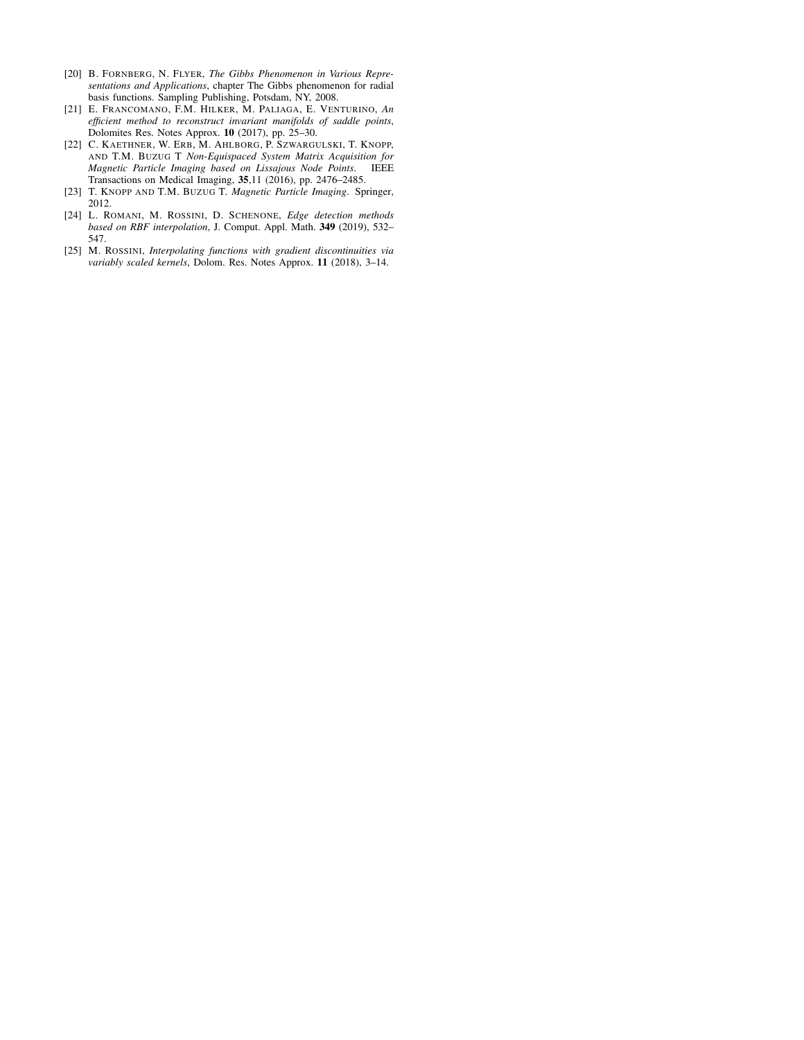[20] B. Fornberg, N. Flyer, *The Gibbs Phenomenon in Various Representations and Applications*, chapter The Gibbs phenomenon for radial basis functions. Sampling Publishing, Potsdam, NY, 2008.

[21] E. Francomano, F.M. Hilker, M. Paliaga, E. Venturino, *An efficient method to reconstruct invariant manifolds of saddle points*, Dolomites Res. Notes Approx. **10** (2017), pp. 25–30.

[22] C. Kaethner, W. Erb, M. Ahlborg, P. Szwargulski, T. Knopp, and T.M. Buzug T *Non-Equispaced System Matrix Acquisition for Magnetic Particle Imaging based on Lissajous Node Points*. IEEE Transactions on Medical Imaging, **35**,11 (2016), pp. 2476–2485.

[23] T. Knopp and T.M. Buzug T. *Magnetic Particle Imaging*. Springer, 2012.

[24] L. Romani, M. Rossini, D. Schenone, *Edge detection methods based on RBF interpolation*, J. Comput. Appl. Math. **349** (2019), 532–547.

[25] M. Rossini, *Interpolating functions with gradient discontinuities via variably scaled kernels*, Dolom. Res. Notes Approx. **11** (2018), 3–14.